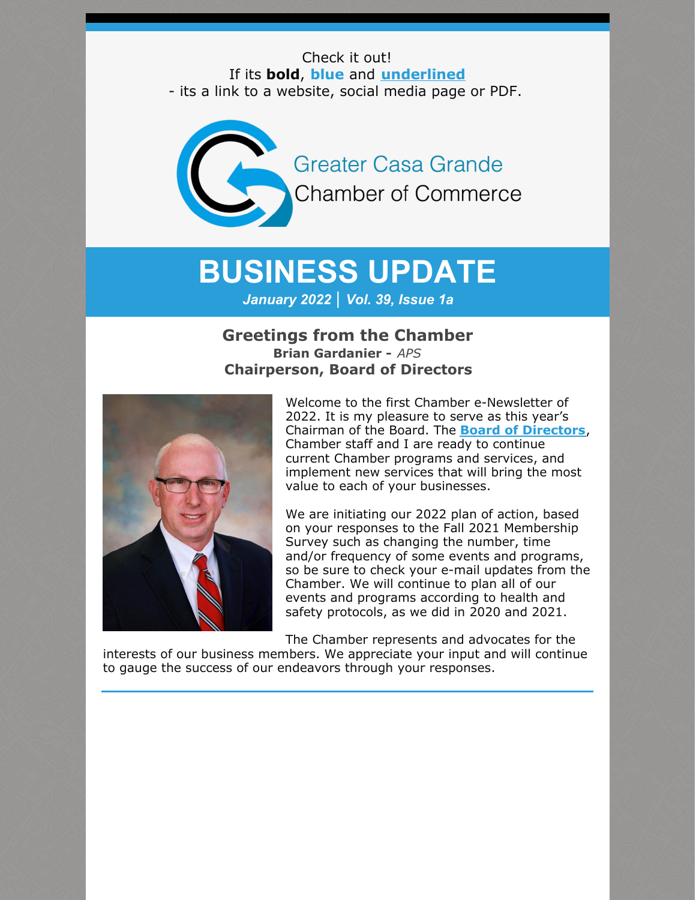Check it out!
If its **bold**, **blue** and **underlined**
- its a link to a website, social media page or PDF.

Greater Casa Grande
Chamber of Commerce

# BUSINESS UPDATE

***January 2022 | Vol. 39, Issue 1a***

### Greetings from the Chamber

**Brian Gardanier -** *APS*

**Chairperson, Board of Directors**

Welcome to the first Chamber e-Newsletter of 2022. It is my pleasure to serve as this year's Chairman of the Board. The **Board of Directors**, Chamber staff and I are ready to continue current Chamber programs and services, and implement new services that will bring the most value to each of your businesses.

We are initiating our 2022 plan of action, based on your responses to the Fall 2021 Membership Survey such as changing the number, time and/or frequency of some events and programs, so be sure to check your e-mail updates from the Chamber. We will continue to plan all of our events and programs according to health and safety protocols, as we did in 2020 and 2021.

The Chamber represents and advocates for the interests of our business members. We appreciate your input and will continue to gauge the success of our endeavors through your responses.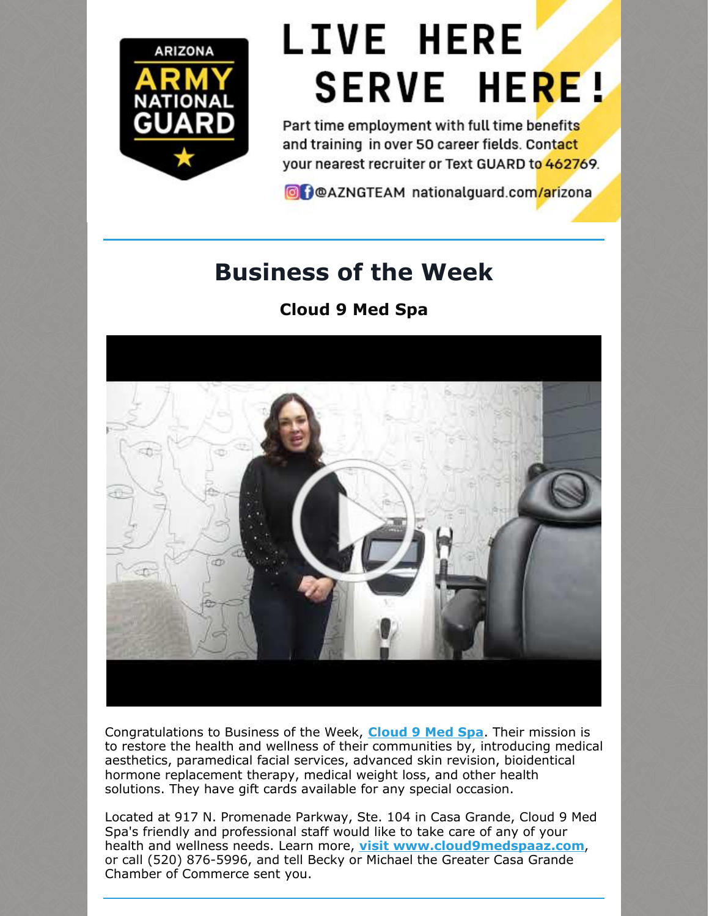ARIZONA ARMY NATIONAL GUARD

# LIVE HERE SERVE HERE!

Part time employment with full time benefits and training in over 50 career fields. Contact your nearest recruiter or Text GUARD to 462769.

@AZNGTEAM nationalguard.com/arizona

---

## Business of the Week

### Cloud 9 Med Spa

Congratulations to Business of the Week, **Cloud 9 Med Spa**. Their mission is to restore the health and wellness of their communities by, introducing medical aesthetics, paramedical facial services, advanced skin revision, bioidentical hormone replacement therapy, medical weight loss, and other health solutions. They have gift cards available for any special occasion.

Located at 917 N. Promenade Parkway, Ste. 104 in Casa Grande, Cloud 9 Med Spa's friendly and professional staff would like to take care of any of your health and wellness needs. Learn more, **visit www.cloud9medspaaz.com**, or call (520) 876-5996, and tell Becky or Michael the Greater Casa Grande Chamber of Commerce sent you.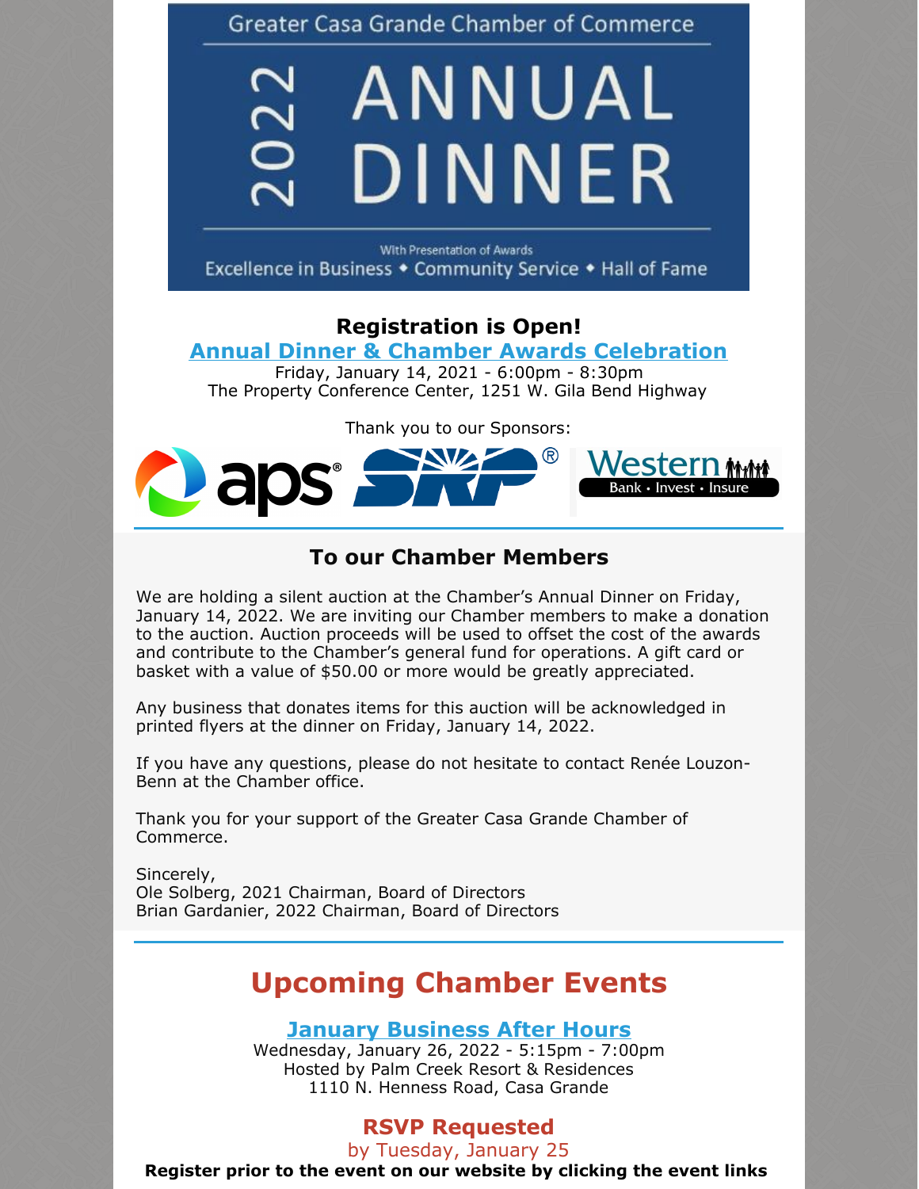Greater Casa Grande Chamber of Commerce

# 2022 ANNUAL DINNER

With Presentation of Awards

Excellence in Business • Community Service • Hall of Fame

**Registration is Open!**

**Annual Dinner & Chamber Awards Celebration**

Friday, January 14, 2021 - 6:00pm - 8:30pm
The Property Conference Center, 1251 W. Gila Bend Highway

Thank you to our Sponsors:

aps® SRP® Western Bank • Invest • Insure

## To our Chamber Members

We are holding a silent auction at the Chamber's Annual Dinner on Friday, January 14, 2022. We are inviting our Chamber members to make a donation to the auction. Auction proceeds will be used to offset the cost of the awards and contribute to the Chamber's general fund for operations. A gift card or basket with a value of $50.00 or more would be greatly appreciated.

Any business that donates items for this auction will be acknowledged in printed flyers at the dinner on Friday, January 14, 2022.

If you have any questions, please do not hesitate to contact Renée Louzon-Benn at the Chamber office.

Thank you for your support of the Greater Casa Grande Chamber of Commerce.

Sincerely,
Ole Solberg, 2021 Chairman, Board of Directors
Brian Gardanier, 2022 Chairman, Board of Directors

# Upcoming Chamber Events

**January Business After Hours**

Wednesday, January 26, 2022 - 5:15pm - 7:00pm
Hosted by Palm Creek Resort & Residences
1110 N. Henness Road, Casa Grande

**RSVP Requested**

by Tuesday, January 25

**Register prior to the event on our website by clicking the event links**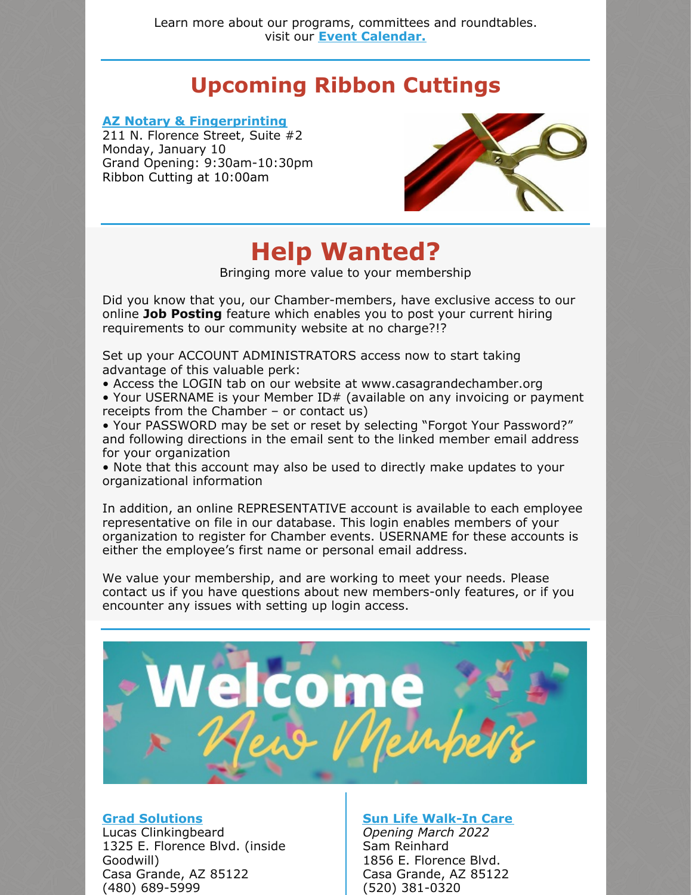Learn more about our programs, committees and roundtables.
visit our **Event Calendar.**

## Upcoming Ribbon Cuttings

**AZ Notary & Fingerprinting**
211 N. Florence Street, Suite #2
Monday, January 10
Grand Opening: 9:30am-10:30pm
Ribbon Cutting at 10:00am

## Help Wanted?

Bringing more value to your membership

Did you know that you, our Chamber-members, have exclusive access to our online **Job Posting** feature which enables you to post your current hiring requirements to our community website at no charge?!?

Set up your ACCOUNT ADMINISTRATORS access now to start taking advantage of this valuable perk:

- Access the LOGIN tab on our website at www.casagrandechamber.org
- Your USERNAME is your Member ID# (available on any invoicing or payment receipts from the Chamber – or contact us)
- Your PASSWORD may be set or reset by selecting "Forgot Your Password?" and following directions in the email sent to the linked member email address for your organization
- Note that this account may also be used to directly make updates to your organizational information

In addition, an online REPRESENTATIVE account is available to each employee representative on file in our database. This login enables members of your organization to register for Chamber events. USERNAME for these accounts is either the employee's first name or personal email address.

We value your membership, and are working to meet your needs. Please contact us if you have questions about new members-only features, or if you encounter any issues with setting up login access.

**Grad Solutions**
Lucas Clinkingbeard
1325 E. Florence Blvd. (inside Goodwill)
Casa Grande, AZ 85122
(480) 689-5999

**Sun Life Walk-In Care**
*Opening March 2022*
Sam Reinhard
1856 E. Florence Blvd.
Casa Grande, AZ 85122
(520) 381-0320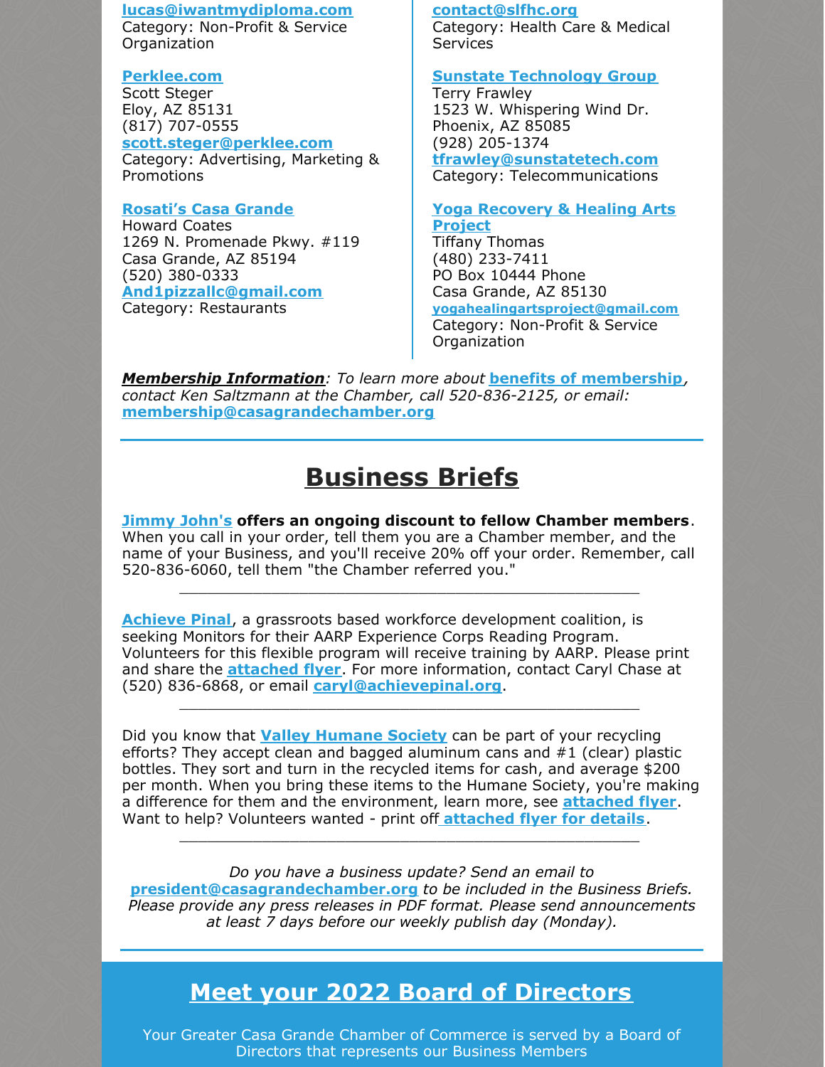lucas@iwantmydiploma.com
Category: Non-Profit & Service Organization

**Perklee.com**
Scott Steger
Eloy, AZ 85131
(817) 707-0555
scott.steger@perklee.com
Category: Advertising, Marketing & Promotions

**Rosati's Casa Grande**
Howard Coates
1269 N. Promenade Pkwy. #119
Casa Grande, AZ 85194
(520) 380-0333
And1pizzallc@gmail.com
Category: Restaurants

contact@slfhc.org
Category: Health Care & Medical Services

**Sunstate Technology Group**
Terry Frawley
1523 W. Whispering Wind Dr.
Phoenix, AZ 85085
(928) 205-1374
tfrawley@sunstatetech.com
Category: Telecommunications

**Yoga Recovery & Healing Arts Project**
Tiffany Thomas
(480) 233-7411
PO Box 10444 Phone
Casa Grande, AZ 85130
yogahealingartsproject@gmail.com
Category: Non-Profit & Service Organization

***Membership Information***: *To learn more about* **benefits of membership**, *contact Ken Saltzmann at the Chamber, call 520-836-2125, or email:* **membership@casagrandechamber.org**

# Business Briefs

**Jimmy John's offers an ongoing discount to fellow Chamber members**. When you call in your order, tell them you are a Chamber member, and the name of your Business, and you'll receive 20% off your order. Remember, call 520-836-6060, tell them "the Chamber referred you."

---

**Achieve Pinal**, a grassroots based workforce development coalition, is seeking Monitors for their AARP Experience Corps Reading Program. Volunteers for this flexible program will receive training by AARP. Please print and share the **attached flyer**. For more information, contact Caryl Chase at (520) 836-6868, or email **caryl@achievepinal.org**.

---

Did you know that **Valley Humane Society** can be part of your recycling efforts? They accept clean and bagged aluminum cans and #1 (clear) plastic bottles. They sort and turn in the recycled items for cash, and average $200 per month. When you bring these items to the Humane Society, you're making a difference for them and the environment, learn more, see **attached flyer**. Want to help? Volunteers wanted - print off **attached flyer for details**.

---

*Do you have a business update? Send an email to* **president@casagrandechamber.org** *to be included in the Business Briefs. Please provide any press releases in PDF format. Please send announcements at least 7 days before our weekly publish day (Monday).*

# Meet your 2022 Board of Directors

Your Greater Casa Grande Chamber of Commerce is served by a Board of Directors that represents our Business Members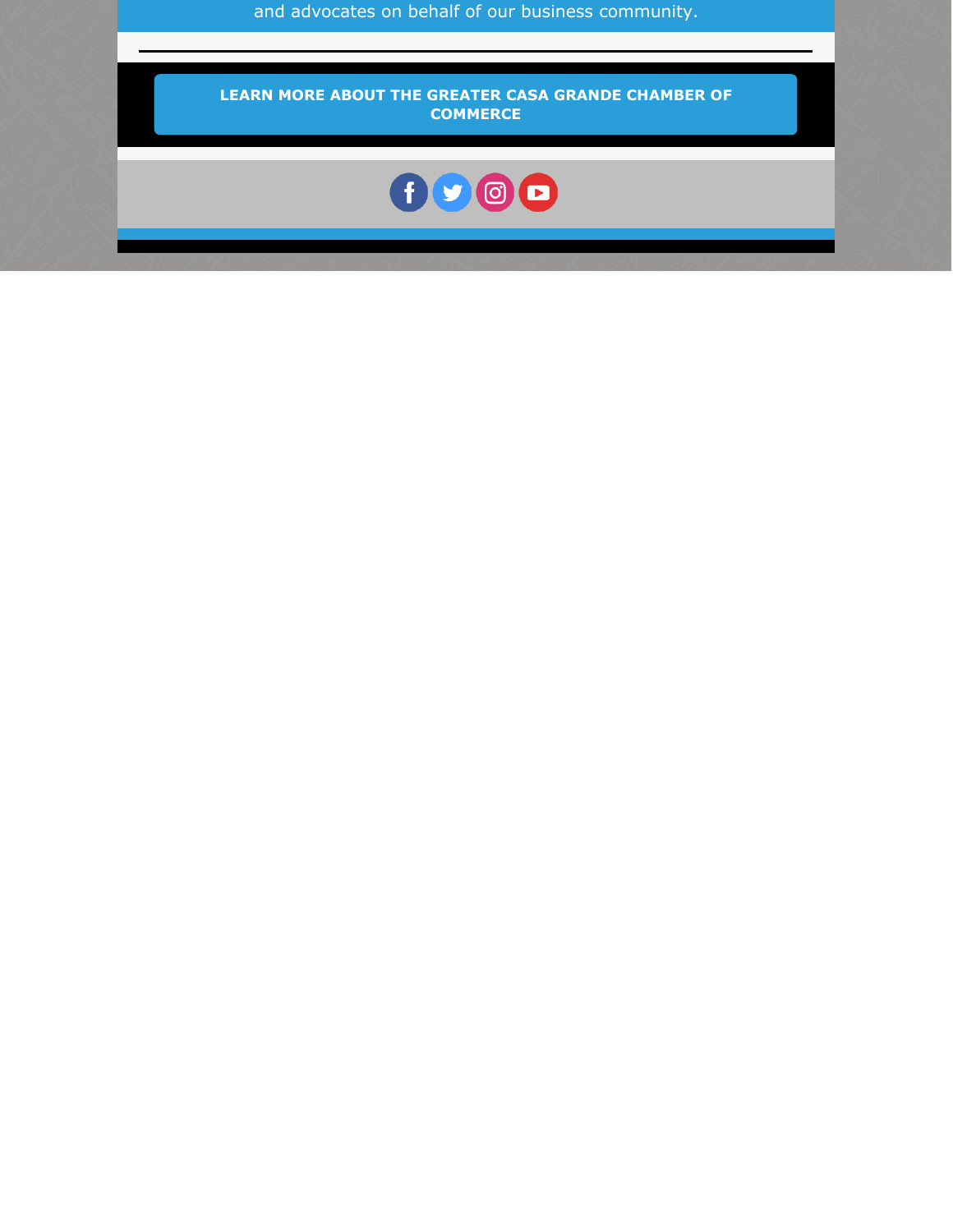and advocates on behalf of our business community.

---

**LEARN MORE ABOUT THE GREATER CASA GRANDE CHAMBER OF COMMERCE**